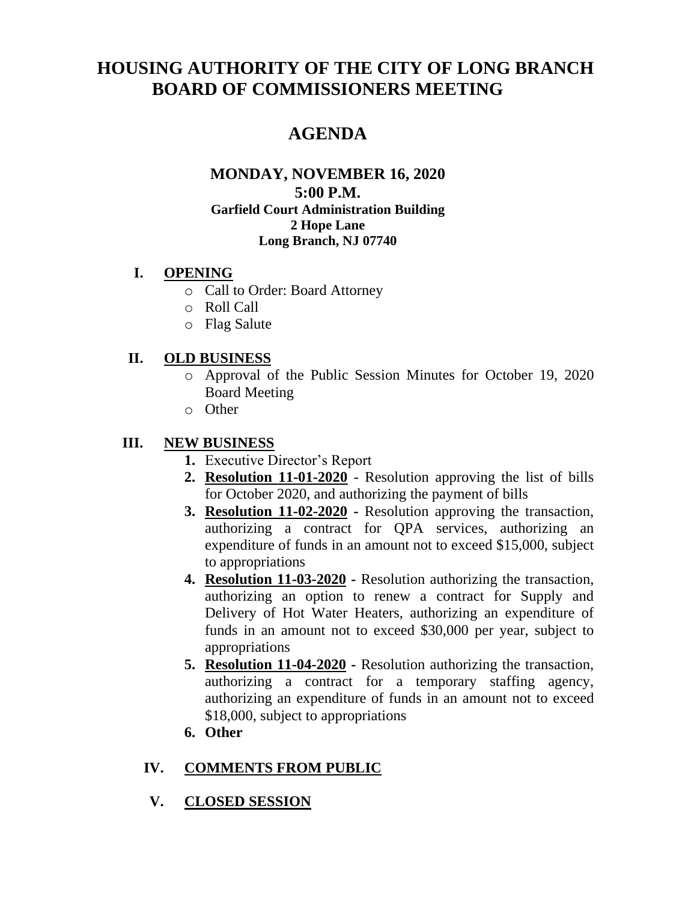# HOUSING AUTHORITY OF THE CITY OF LONG BRANCH
# BOARD OF COMMISSIONERS MEETING

## AGENDA

### MONDAY, NOVEMBER 16, 2020
### 5:00 P.M.
**Garfield Court Administration Building**
**2 Hope Lane**
**Long Branch, NJ 07740**

## I. OPENING

- Call to Order: Board Attorney
- Roll Call
- Flag Salute

## II. OLD BUSINESS

- Approval of the Public Session Minutes for October 19, 2020 Board Meeting
- Other

## III. NEW BUSINESS

1. Executive Director's Report
2. **Resolution 11-01-2020** - Resolution approving the list of bills for October 2020, and authorizing the payment of bills
3. **Resolution 11-02-2020** - Resolution approving the transaction, authorizing a contract for QPA services, authorizing an expenditure of funds in an amount not to exceed $15,000, subject to appropriations
4. **Resolution 11-03-2020** - Resolution authorizing the transaction, authorizing an option to renew a contract for Supply and Delivery of Hot Water Heaters, authorizing an expenditure of funds in an amount not to exceed $30,000 per year, subject to appropriations
5. **Resolution 11-04-2020** - Resolution authorizing the transaction, authorizing a contract for a temporary staffing agency, authorizing an expenditure of funds in an amount not to exceed $18,000, subject to appropriations
6. **Other**

## IV. COMMENTS FROM PUBLIC

## V. CLOSED SESSION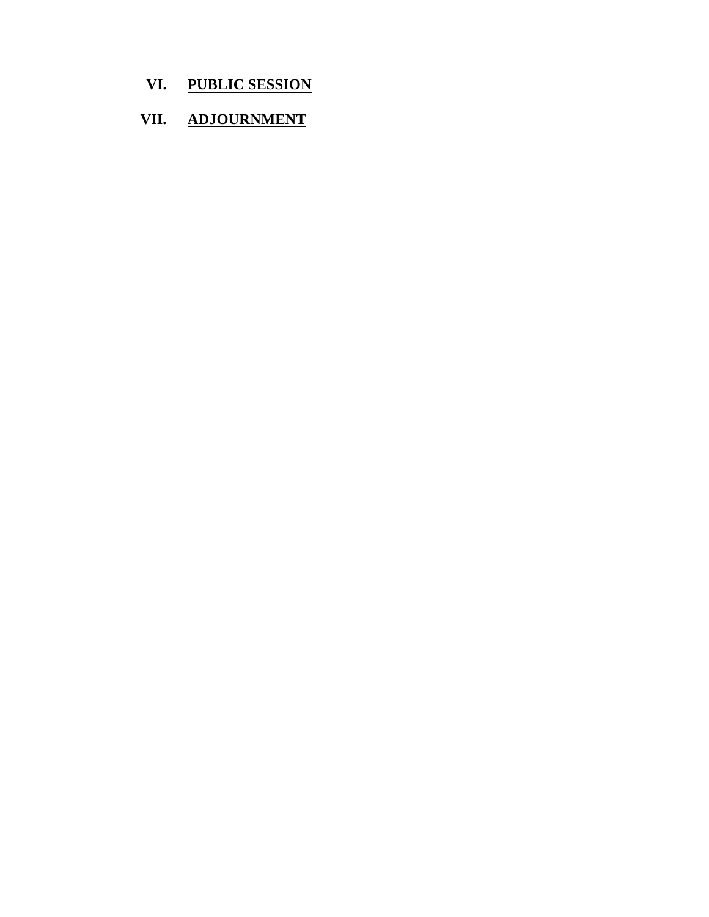**VI. PUBLIC SESSION**

**VII. ADJOURNMENT**